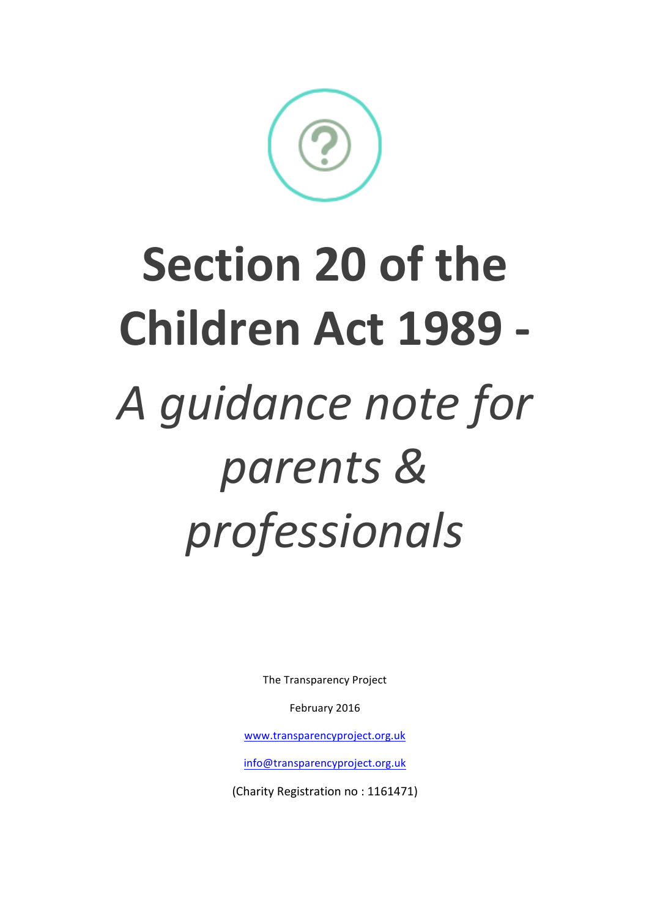# Section 20 of the Children Act 1989 -

## *A guidance note for parents & professionals*

The Transparency Project

February 2016

www.transparencyproject.org.uk

info@transparencyproject.org.uk

(Charity Registration no : 1161471)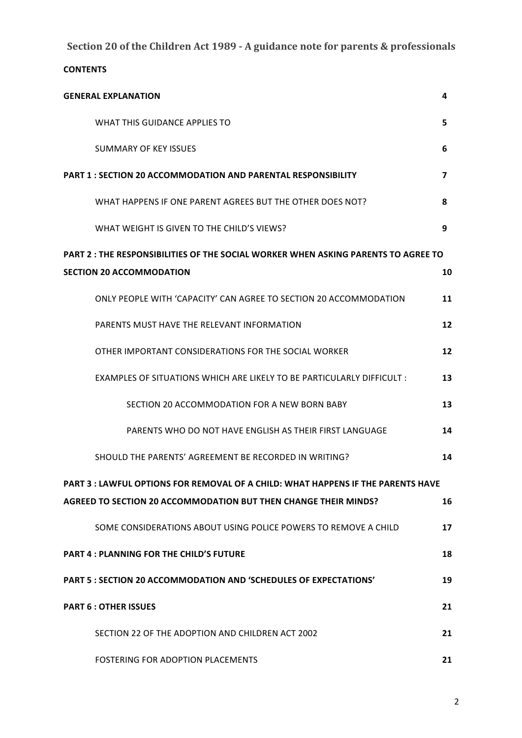**Section 20 of the Children Act 1989 - A guidance note for parents & professionals**

**CONTENTS**

| | |
|---|---|
| **GENERAL EXPLANATION** | **4** |
| WHAT THIS GUIDANCE APPLIES TO | **5** |
| SUMMARY OF KEY ISSUES | **6** |
| **PART 1 : SECTION 20 ACCOMMODATION AND PARENTAL RESPONSIBILITY** | **7** |
| WHAT HAPPENS IF ONE PARENT AGREES BUT THE OTHER DOES NOT? | **8** |
| WHAT WEIGHT IS GIVEN TO THE CHILD'S VIEWS? | **9** |
| **PART 2 : THE RESPONSIBILITIES OF THE SOCIAL WORKER WHEN ASKING PARENTS TO AGREE TO SECTION 20 ACCOMMODATION** | **10** |
| ONLY PEOPLE WITH 'CAPACITY' CAN AGREE TO SECTION 20 ACCOMMODATION | **11** |
| PARENTS MUST HAVE THE RELEVANT INFORMATION | **12** |
| OTHER IMPORTANT CONSIDERATIONS FOR THE SOCIAL WORKER | **12** |
| EXAMPLES OF SITUATIONS WHICH ARE LIKELY TO BE PARTICULARLY DIFFICULT : | **13** |
| SECTION 20 ACCOMMODATION FOR A NEW BORN BABY | **13** |
| PARENTS WHO DO NOT HAVE ENGLISH AS THEIR FIRST LANGUAGE | **14** |
| SHOULD THE PARENTS' AGREEMENT BE RECORDED IN WRITING? | **14** |
| **PART 3 : LAWFUL OPTIONS FOR REMOVAL OF A CHILD: WHAT HAPPENS IF THE PARENTS HAVE AGREED TO SECTION 20 ACCOMMODATION BUT THEN CHANGE THEIR MINDS?** | **16** |
| SOME CONSIDERATIONS ABOUT USING POLICE POWERS TO REMOVE A CHILD | **17** |
| **PART 4 : PLANNING FOR THE CHILD'S FUTURE** | **18** |
| **PART 5 : SECTION 20 ACCOMMODATION AND 'SCHEDULES OF EXPECTATIONS'** | **19** |
| **PART 6 : OTHER ISSUES** | **21** |
| SECTION 22 OF THE ADOPTION AND CHILDREN ACT 2002 | **21** |
| FOSTERING FOR ADOPTION PLACEMENTS | **21** |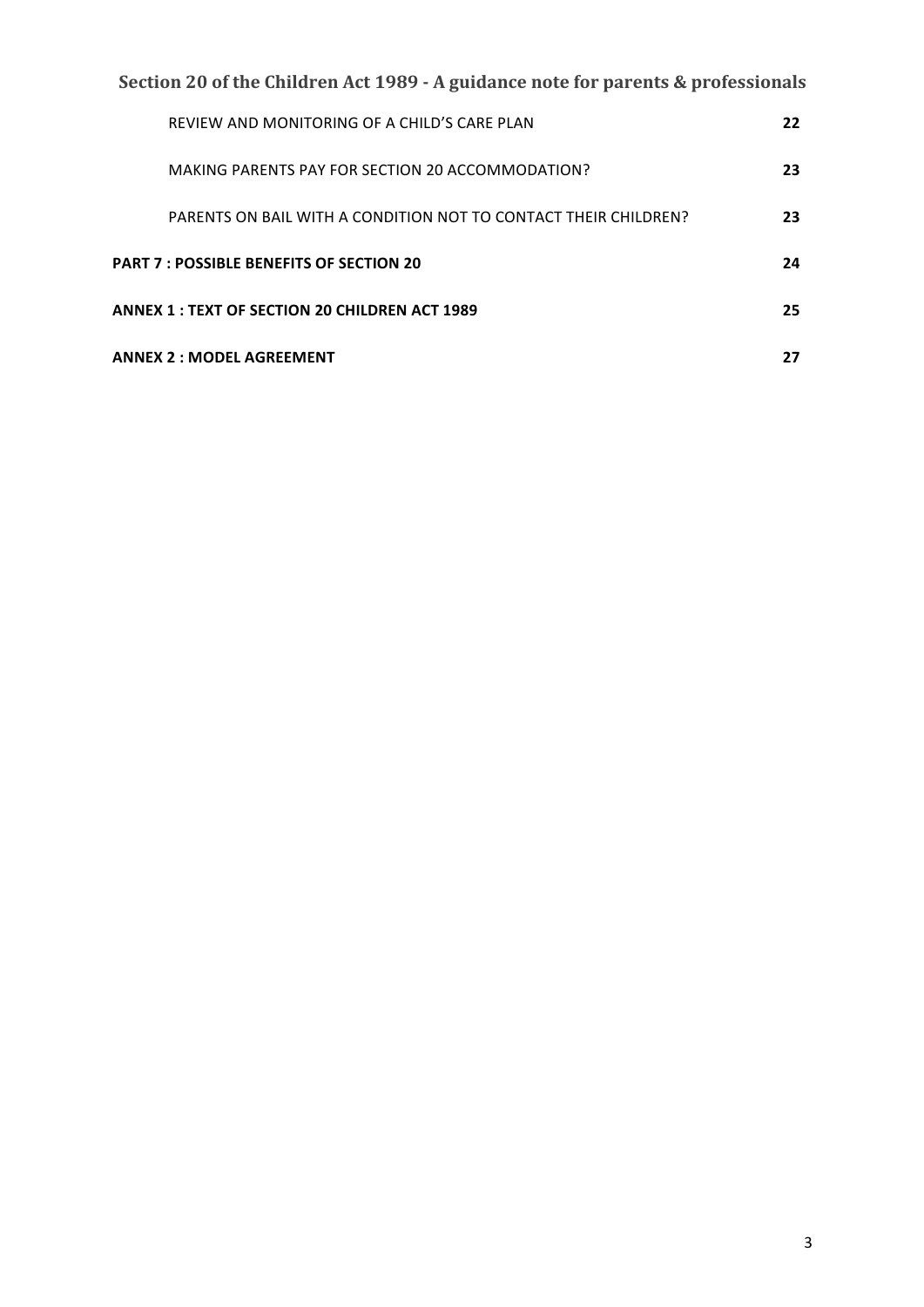REVIEW AND MONITORING OF A CHILD'S CARE PLAN 22

MAKING PARENTS PAY FOR SECTION 20 ACCOMMODATION? 23

PARENTS ON BAIL WITH A CONDITION NOT TO CONTACT THEIR CHILDREN? 23

**PART 7 : POSSIBLE BENEFITS OF SECTION 20 24**

**ANNEX 1 : TEXT OF SECTION 20 CHILDREN ACT 1989 25**

**ANNEX 2 : MODEL AGREEMENT 27**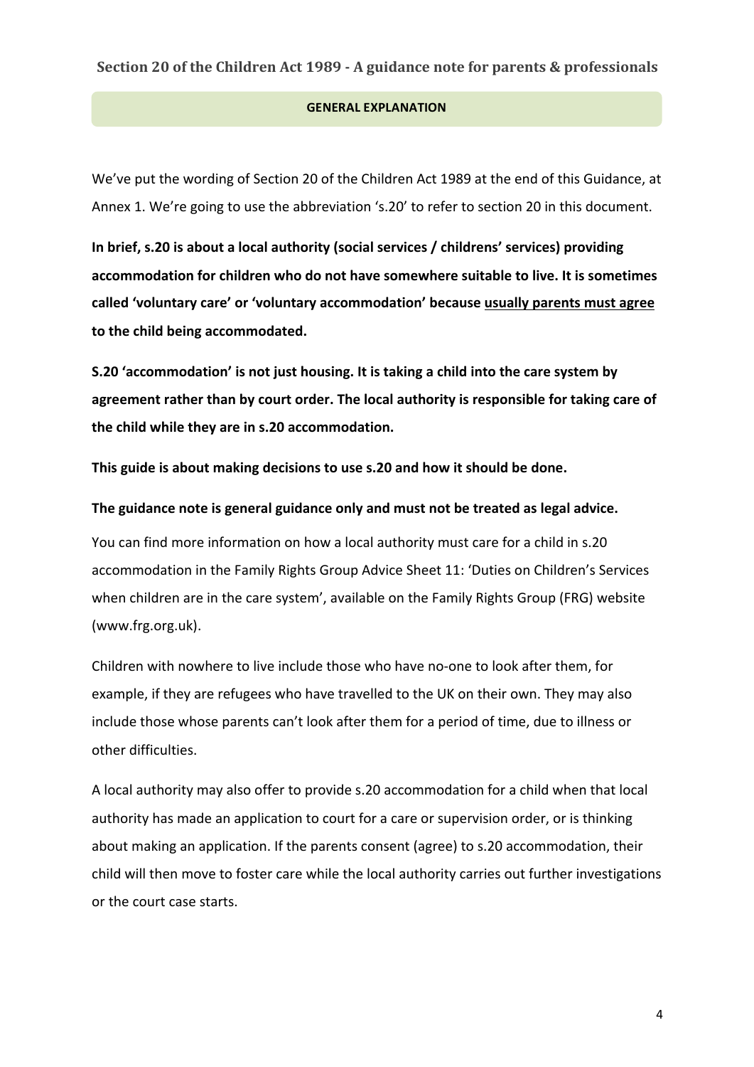## GENERAL EXPLANATION

We've put the wording of Section 20 of the Children Act 1989 at the end of this Guidance, at Annex 1. We're going to use the abbreviation 's.20' to refer to section 20 in this document.

**In brief, s.20 is about a local authority (social services / childrens' services) providing accommodation for children who do not have somewhere suitable to live. It is sometimes called 'voluntary care' or 'voluntary accommodation' because <u>usually parents must agree</u> to the child being accommodated.**

**S.20 'accommodation' is not just housing. It is taking a child into the care system by agreement rather than by court order. The local authority is responsible for taking care of the child while they are in s.20 accommodation.**

**This guide is about making decisions to use s.20 and how it should be done.**

**The guidance note is general guidance only and must not be treated as legal advice.**

You can find more information on how a local authority must care for a child in s.20 accommodation in the Family Rights Group Advice Sheet 11: 'Duties on Children's Services when children are in the care system', available on the Family Rights Group (FRG) website (www.frg.org.uk).

Children with nowhere to live include those who have no-one to look after them, for example, if they are refugees who have travelled to the UK on their own. They may also include those whose parents can't look after them for a period of time, due to illness or other difficulties.

A local authority may also offer to provide s.20 accommodation for a child when that local authority has made an application to court for a care or supervision order, or is thinking about making an application. If the parents consent (agree) to s.20 accommodation, their child will then move to foster care while the local authority carries out further investigations or the court case starts.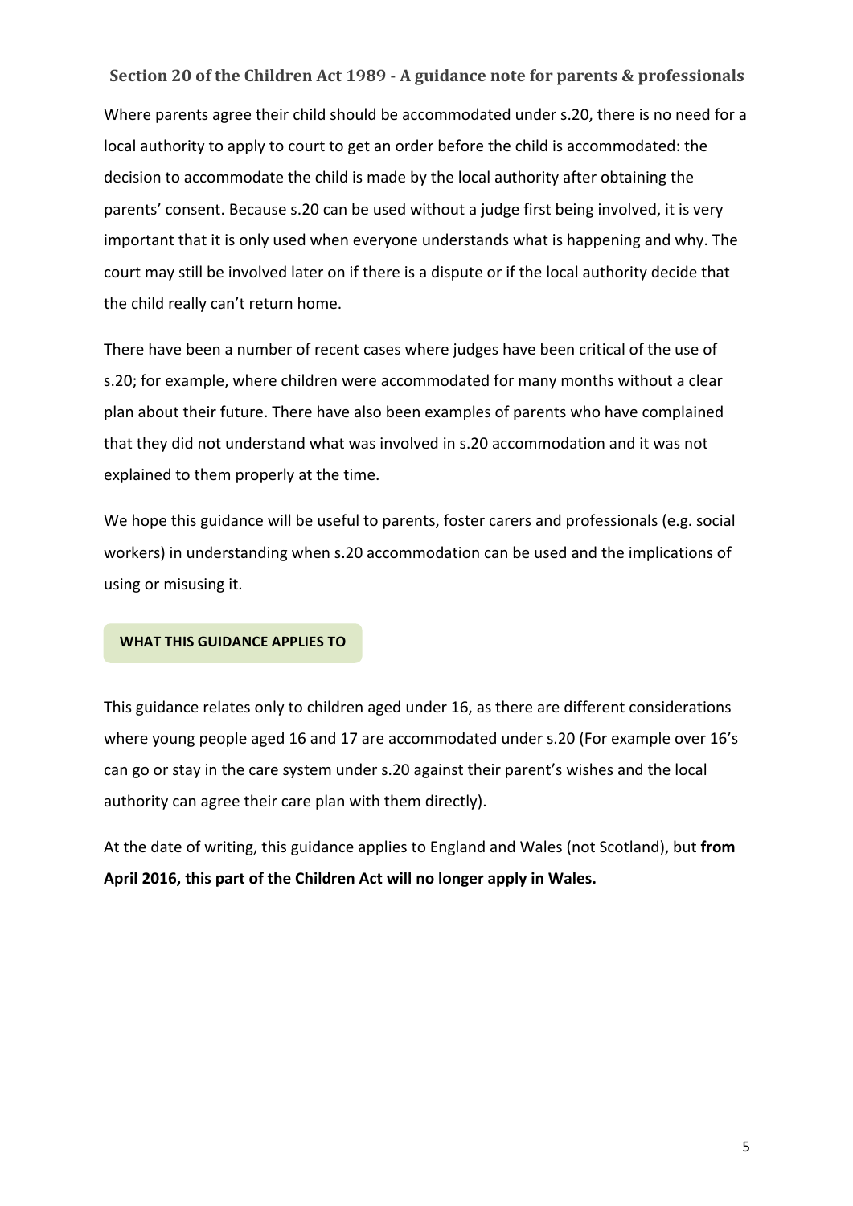## Section 20 of the Children Act 1989 - A guidance note for parents & professionals

Where parents agree their child should be accommodated under s.20, there is no need for a local authority to apply to court to get an order before the child is accommodated: the decision to accommodate the child is made by the local authority after obtaining the parents' consent. Because s.20 can be used without a judge first being involved, it is very important that it is only used when everyone understands what is happening and why. The court may still be involved later on if there is a dispute or if the local authority decide that the child really can't return home.

There have been a number of recent cases where judges have been critical of the use of s.20; for example, where children were accommodated for many months without a clear plan about their future. There have also been examples of parents who have complained that they did not understand what was involved in s.20 accommodation and it was not explained to them properly at the time.

We hope this guidance will be useful to parents, foster carers and professionals (e.g. social workers) in understanding when s.20 accommodation can be used and the implications of using or misusing it.

### WHAT THIS GUIDANCE APPLIES TO

This guidance relates only to children aged under 16, as there are different considerations where young people aged 16 and 17 are accommodated under s.20 (For example over 16's can go or stay in the care system under s.20 against their parent's wishes and the local authority can agree their care plan with them directly).

At the date of writing, this guidance applies to England and Wales (not Scotland), but **from April 2016, this part of the Children Act will no longer apply in Wales.**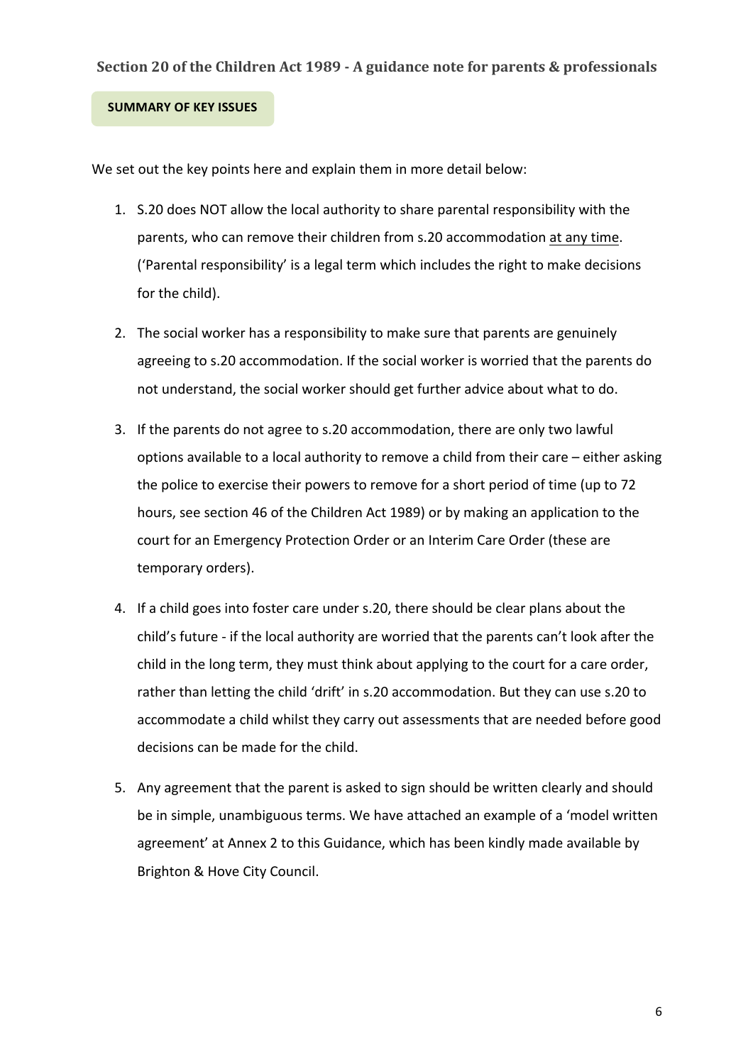## Section 20 of the Children Act 1989 - A guidance note for parents & professionals

**SUMMARY OF KEY ISSUES**

We set out the key points here and explain them in more detail below:

1. S.20 does NOT allow the local authority to share parental responsibility with the parents, who can remove their children from s.20 accommodation <u>at any time</u>. ('Parental responsibility' is a legal term which includes the right to make decisions for the child).

2. The social worker has a responsibility to make sure that parents are genuinely agreeing to s.20 accommodation. If the social worker is worried that the parents do not understand, the social worker should get further advice about what to do.

3. If the parents do not agree to s.20 accommodation, there are only two lawful options available to a local authority to remove a child from their care – either asking the police to exercise their powers to remove for a short period of time (up to 72 hours, see section 46 of the Children Act 1989) or by making an application to the court for an Emergency Protection Order or an Interim Care Order (these are temporary orders).

4. If a child goes into foster care under s.20, there should be clear plans about the child's future - if the local authority are worried that the parents can't look after the child in the long term, they must think about applying to the court for a care order, rather than letting the child 'drift' in s.20 accommodation. But they can use s.20 to accommodate a child whilst they carry out assessments that are needed before good decisions can be made for the child.

5. Any agreement that the parent is asked to sign should be written clearly and should be in simple, unambiguous terms. We have attached an example of a 'model written agreement' at Annex 2 to this Guidance, which has been kindly made available by Brighton & Hove City Council.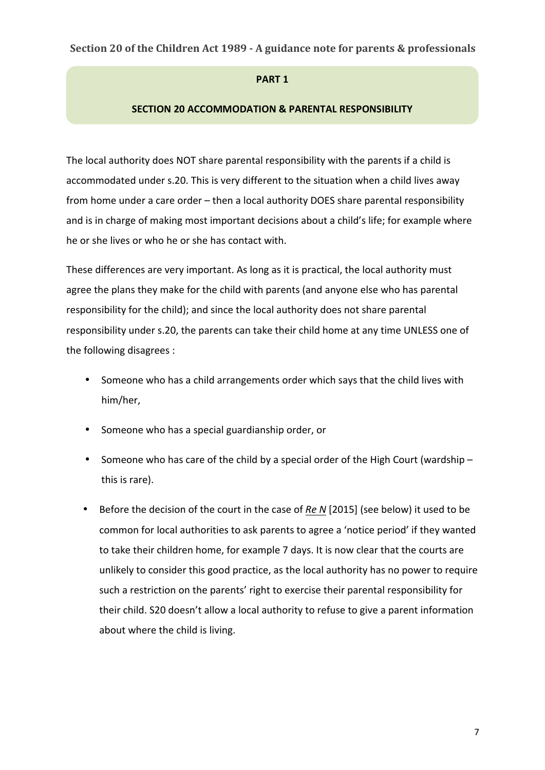## PART 1

## SECTION 20 ACCOMMODATION & PARENTAL RESPONSIBILITY

The local authority does NOT share parental responsibility with the parents if a child is accommodated under s.20. This is very different to the situation when a child lives away from home under a care order – then a local authority DOES share parental responsibility and is in charge of making most important decisions about a child's life; for example where he or she lives or who he or she has contact with.

These differences are very important. As long as it is practical, the local authority must agree the plans they make for the child with parents (and anyone else who has parental responsibility for the child); and since the local authority does not share parental responsibility under s.20, the parents can take their child home at any time UNLESS one of the following disagrees :

- Someone who has a child arrangements order which says that the child lives with him/her,
- Someone who has a special guardianship order, or
- Someone who has care of the child by a special order of the High Court (wardship – this is rare).
- Before the decision of the court in the case of *Re N* [2015] (see below) it used to be common for local authorities to ask parents to agree a 'notice period' if they wanted to take their children home, for example 7 days. It is now clear that the courts are unlikely to consider this good practice, as the local authority has no power to require such a restriction on the parents' right to exercise their parental responsibility for their child. S20 doesn't allow a local authority to refuse to give a parent information about where the child is living.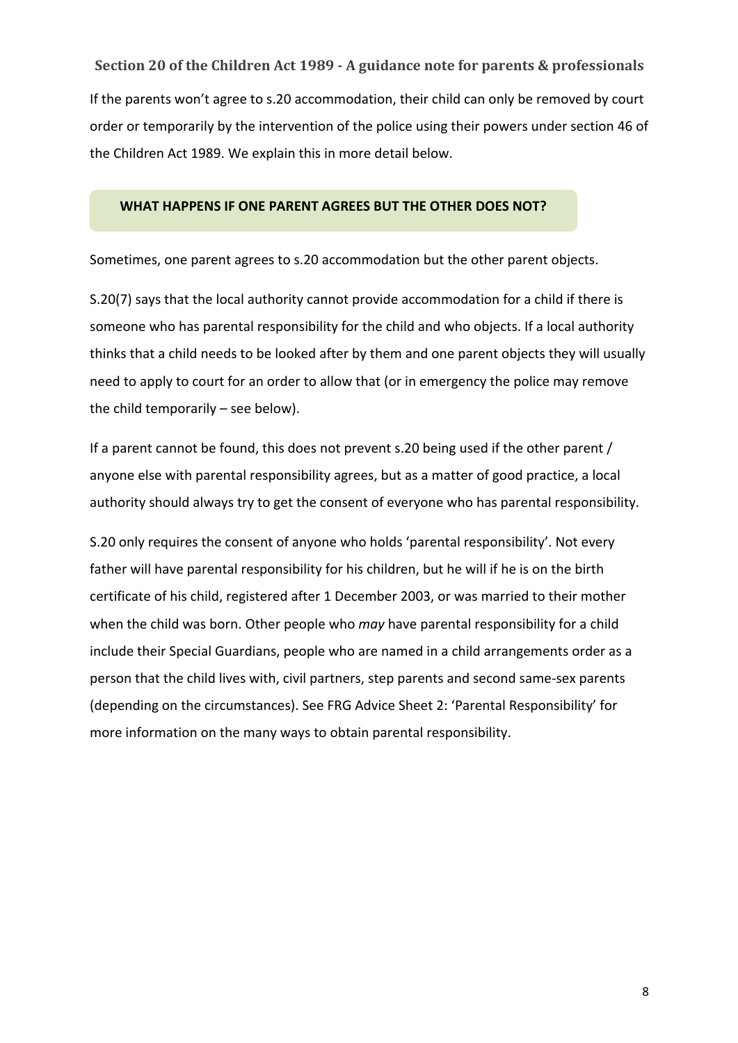If the parents won't agree to s.20 accommodation, their child can only be removed by court order or temporarily by the intervention of the police using their powers under section 46 of the Children Act 1989. We explain this in more detail below.

## WHAT HAPPENS IF ONE PARENT AGREES BUT THE OTHER DOES NOT?

Sometimes, one parent agrees to s.20 accommodation but the other parent objects.

S.20(7) says that the local authority cannot provide accommodation for a child if there is someone who has parental responsibility for the child and who objects. If a local authority thinks that a child needs to be looked after by them and one parent objects they will usually need to apply to court for an order to allow that (or in emergency the police may remove the child temporarily – see below).

If a parent cannot be found, this does not prevent s.20 being used if the other parent / anyone else with parental responsibility agrees, but as a matter of good practice, a local authority should always try to get the consent of everyone who has parental responsibility.

S.20 only requires the consent of anyone who holds 'parental responsibility'. Not every father will have parental responsibility for his children, but he will if he is on the birth certificate of his child, registered after 1 December 2003, or was married to their mother when the child was born. Other people who *may* have parental responsibility for a child include their Special Guardians, people who are named in a child arrangements order as a person that the child lives with, civil partners, step parents and second same-sex parents (depending on the circumstances). See FRG Advice Sheet 2: 'Parental Responsibility' for more information on the many ways to obtain parental responsibility.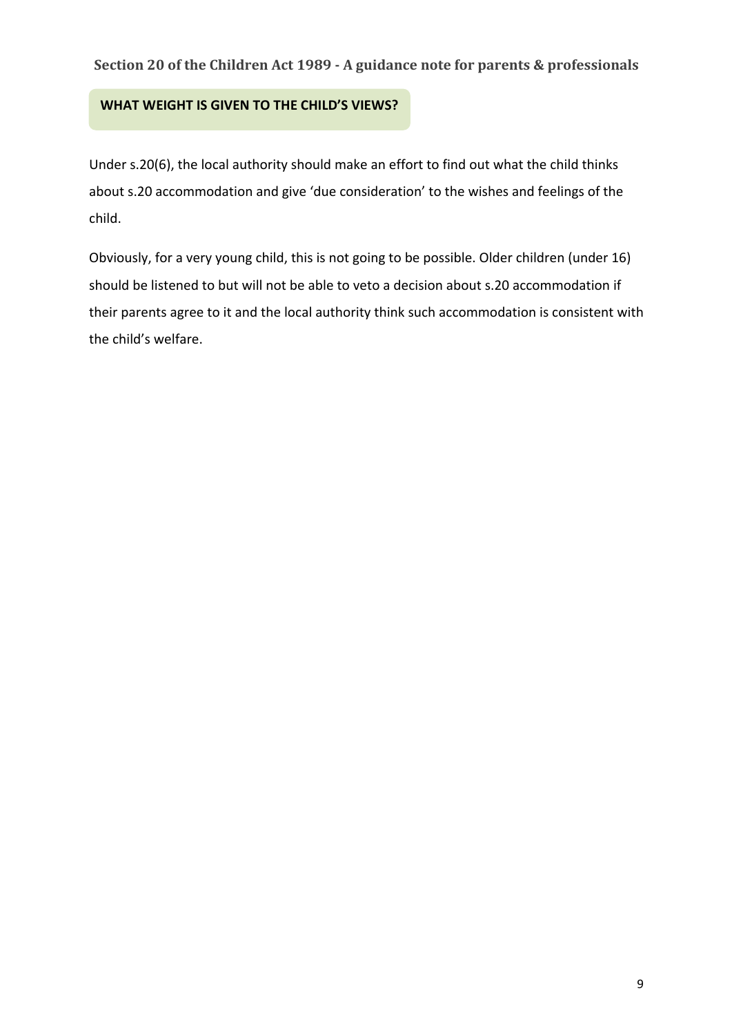## WHAT WEIGHT IS GIVEN TO THE CHILD'S VIEWS?

Under s.20(6), the local authority should make an effort to find out what the child thinks about s.20 accommodation and give 'due consideration' to the wishes and feelings of the child.

Obviously, for a very young child, this is not going to be possible. Older children (under 16) should be listened to but will not be able to veto a decision about s.20 accommodation if their parents agree to it and the local authority think such accommodation is consistent with the child's welfare.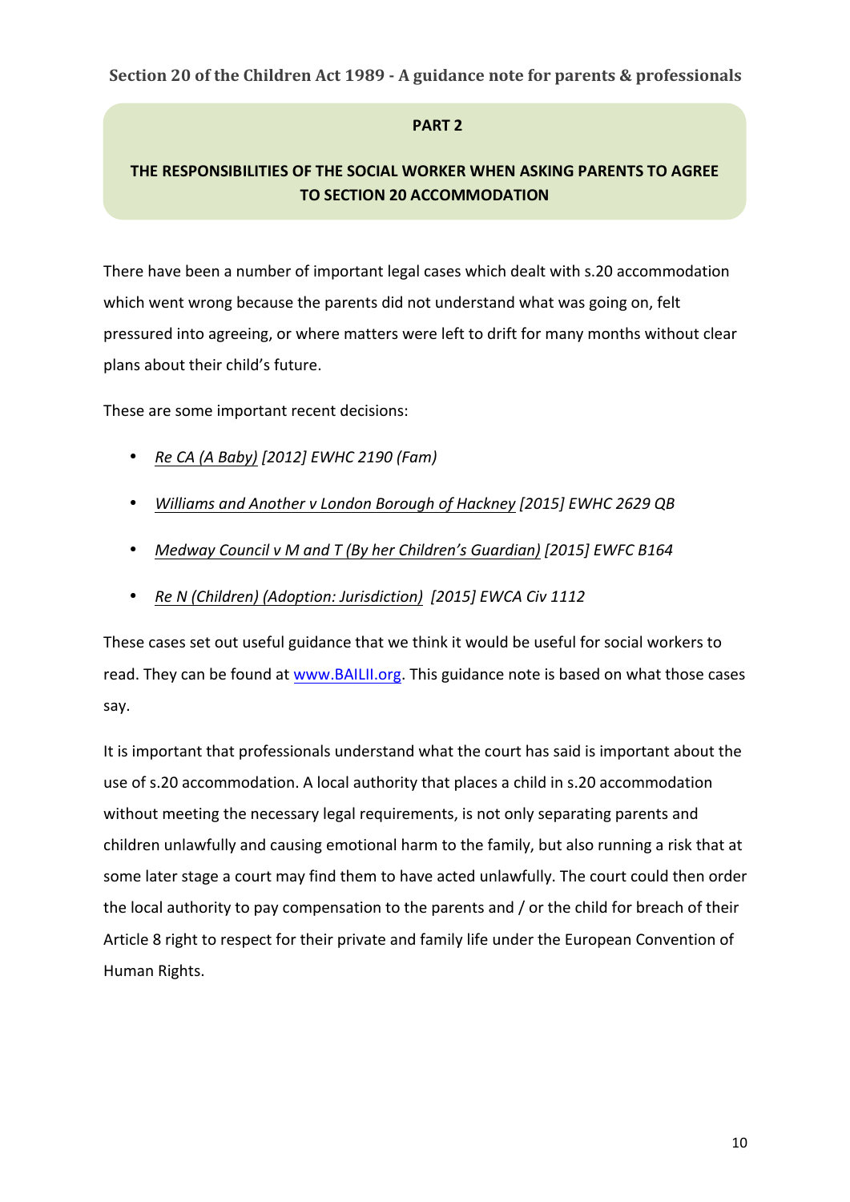## PART 2

## THE RESPONSIBILITIES OF THE SOCIAL WORKER WHEN ASKING PARENTS TO AGREE TO SECTION 20 ACCOMMODATION

There have been a number of important legal cases which dealt with s.20 accommodation which went wrong because the parents did not understand what was going on, felt pressured into agreeing, or where matters were left to drift for many months without clear plans about their child's future.

These are some important recent decisions:

- *Re CA (A Baby) [2012] EWHC 2190 (Fam)*
- *Williams and Another v London Borough of Hackney [2015] EWHC 2629 QB*
- *Medway Council v M and T (By her Children's Guardian) [2015] EWFC B164*
- *Re N (Children) (Adoption: Jurisdiction) [2015] EWCA Civ 1112*

These cases set out useful guidance that we think it would be useful for social workers to read. They can be found at www.BAILII.org. This guidance note is based on what those cases say.

It is important that professionals understand what the court has said is important about the use of s.20 accommodation. A local authority that places a child in s.20 accommodation without meeting the necessary legal requirements, is not only separating parents and children unlawfully and causing emotional harm to the family, but also running a risk that at some later stage a court may find them to have acted unlawfully. The court could then order the local authority to pay compensation to the parents and / or the child for breach of their Article 8 right to respect for their private and family life under the European Convention of Human Rights.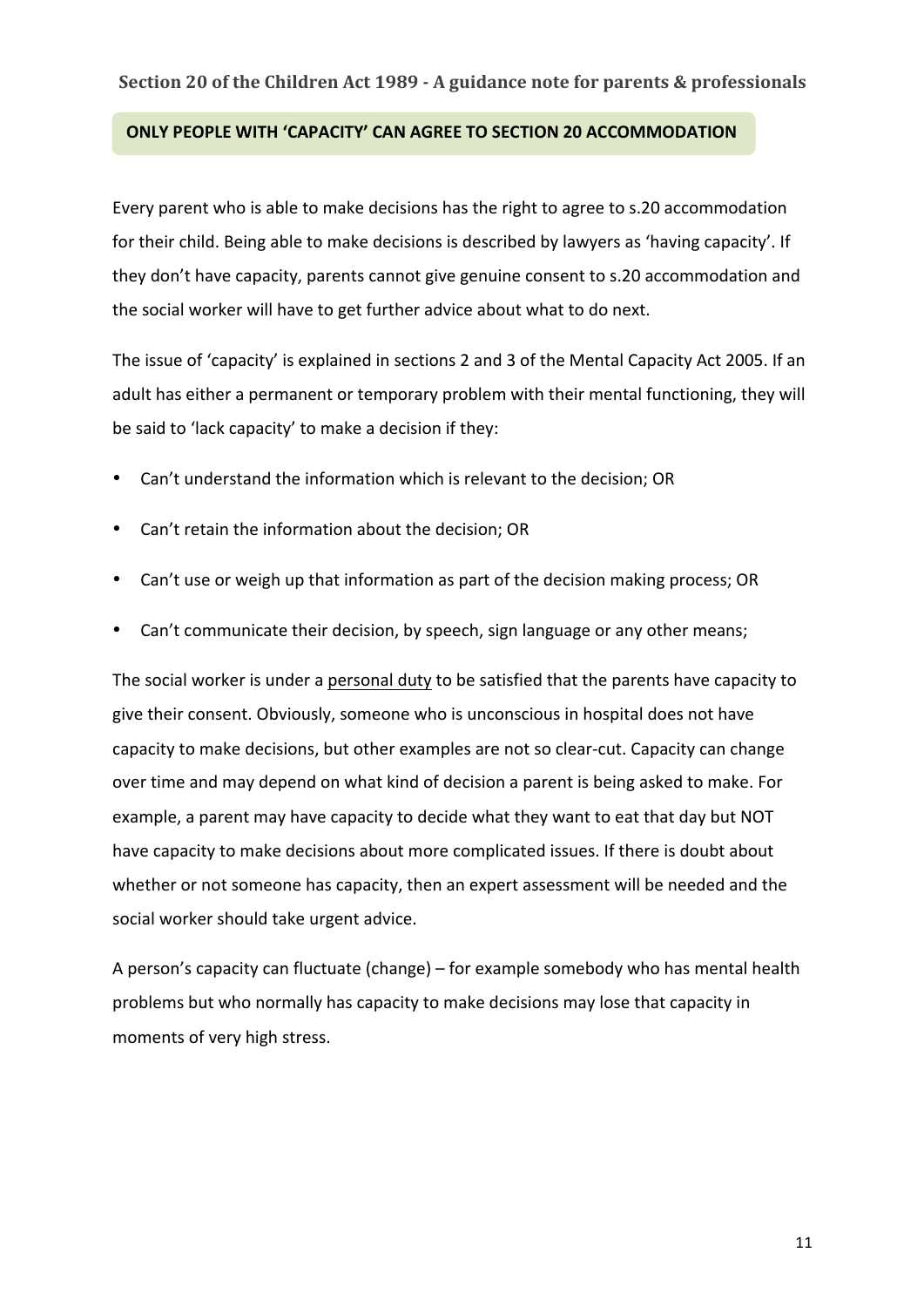## ONLY PEOPLE WITH 'CAPACITY' CAN AGREE TO SECTION 20 ACCOMMODATION

Every parent who is able to make decisions has the right to agree to s.20 accommodation for their child. Being able to make decisions is described by lawyers as 'having capacity'. If they don't have capacity, parents cannot give genuine consent to s.20 accommodation and the social worker will have to get further advice about what to do next.

The issue of 'capacity' is explained in sections 2 and 3 of the Mental Capacity Act 2005. If an adult has either a permanent or temporary problem with their mental functioning, they will be said to 'lack capacity' to make a decision if they:

- Can't understand the information which is relevant to the decision; OR
- Can't retain the information about the decision; OR
- Can't use or weigh up that information as part of the decision making process; OR
- Can't communicate their decision, by speech, sign language or any other means;

The social worker is under a <u>personal duty</u> to be satisfied that the parents have capacity to give their consent. Obviously, someone who is unconscious in hospital does not have capacity to make decisions, but other examples are not so clear-cut. Capacity can change over time and may depend on what kind of decision a parent is being asked to make. For example, a parent may have capacity to decide what they want to eat that day but NOT have capacity to make decisions about more complicated issues. If there is doubt about whether or not someone has capacity, then an expert assessment will be needed and the social worker should take urgent advice.

A person's capacity can fluctuate (change) – for example somebody who has mental health problems but who normally has capacity to make decisions may lose that capacity in moments of very high stress.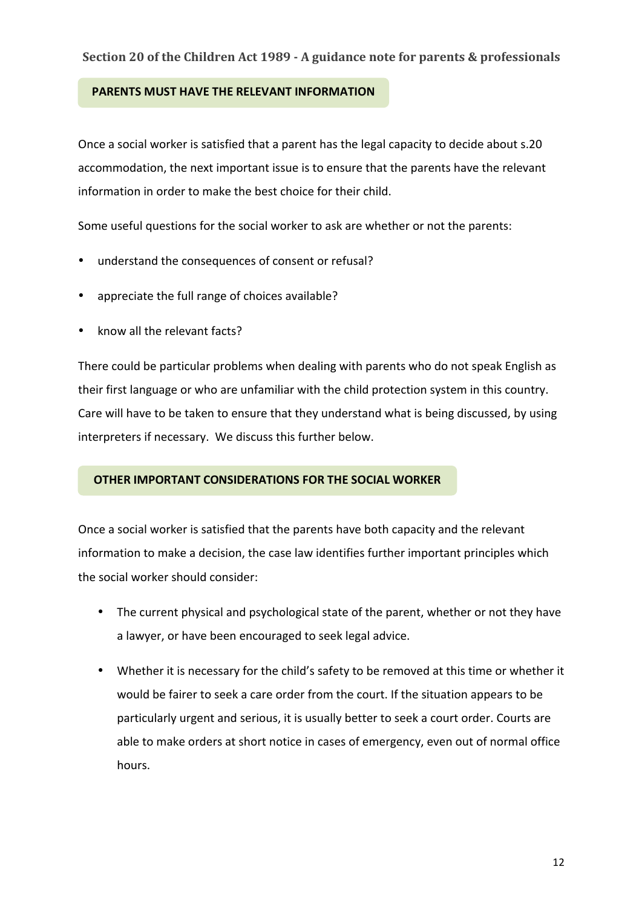## PARENTS MUST HAVE THE RELEVANT INFORMATION

Once a social worker is satisfied that a parent has the legal capacity to decide about s.20 accommodation, the next important issue is to ensure that the parents have the relevant information in order to make the best choice for their child.

Some useful questions for the social worker to ask are whether or not the parents:

- understand the consequences of consent or refusal?
- appreciate the full range of choices available?
- know all the relevant facts?

There could be particular problems when dealing with parents who do not speak English as their first language or who are unfamiliar with the child protection system in this country. Care will have to be taken to ensure that they understand what is being discussed, by using interpreters if necessary. We discuss this further below.

## OTHER IMPORTANT CONSIDERATIONS FOR THE SOCIAL WORKER

Once a social worker is satisfied that the parents have both capacity and the relevant information to make a decision, the case law identifies further important principles which the social worker should consider:

- The current physical and psychological state of the parent, whether or not they have a lawyer, or have been encouraged to seek legal advice.
- Whether it is necessary for the child's safety to be removed at this time or whether it would be fairer to seek a care order from the court. If the situation appears to be particularly urgent and serious, it is usually better to seek a court order. Courts are able to make orders at short notice in cases of emergency, even out of normal office hours.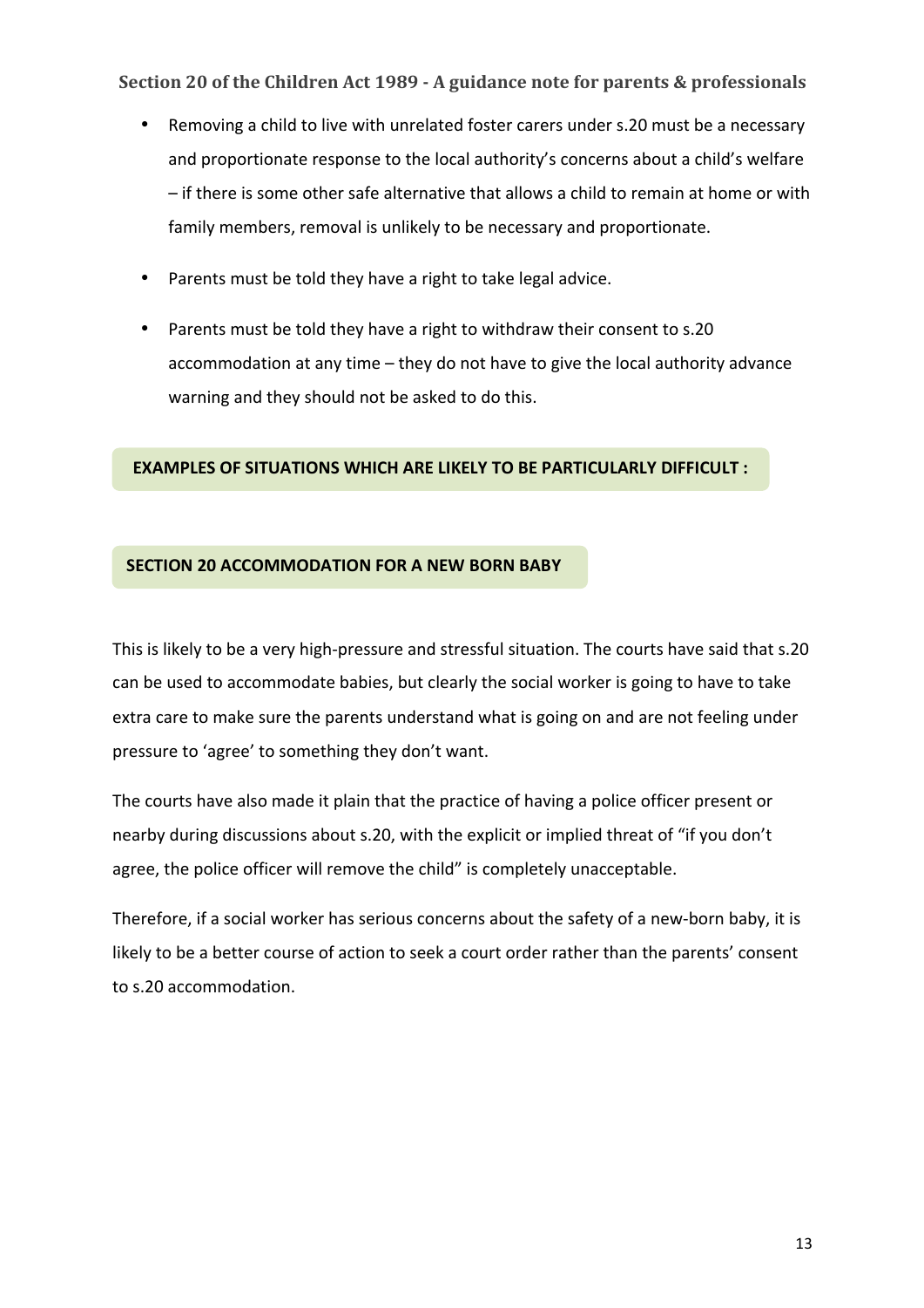- Removing a child to live with unrelated foster carers under s.20 must be a necessary and proportionate response to the local authority's concerns about a child's welfare – if there is some other safe alternative that allows a child to remain at home or with family members, removal is unlikely to be necessary and proportionate.
- Parents must be told they have a right to take legal advice.
- Parents must be told they have a right to withdraw their consent to s.20 accommodation at any time – they do not have to give the local authority advance warning and they should not be asked to do this.

## EXAMPLES OF SITUATIONS WHICH ARE LIKELY TO BE PARTICULARLY DIFFICULT :

### SECTION 20 ACCOMMODATION FOR A NEW BORN BABY

This is likely to be a very high-pressure and stressful situation. The courts have said that s.20 can be used to accommodate babies, but clearly the social worker is going to have to take extra care to make sure the parents understand what is going on and are not feeling under pressure to 'agree' to something they don't want.

The courts have also made it plain that the practice of having a police officer present or nearby during discussions about s.20, with the explicit or implied threat of "if you don't agree, the police officer will remove the child" is completely unacceptable.

Therefore, if a social worker has serious concerns about the safety of a new-born baby, it is likely to be a better course of action to seek a court order rather than the parents' consent to s.20 accommodation.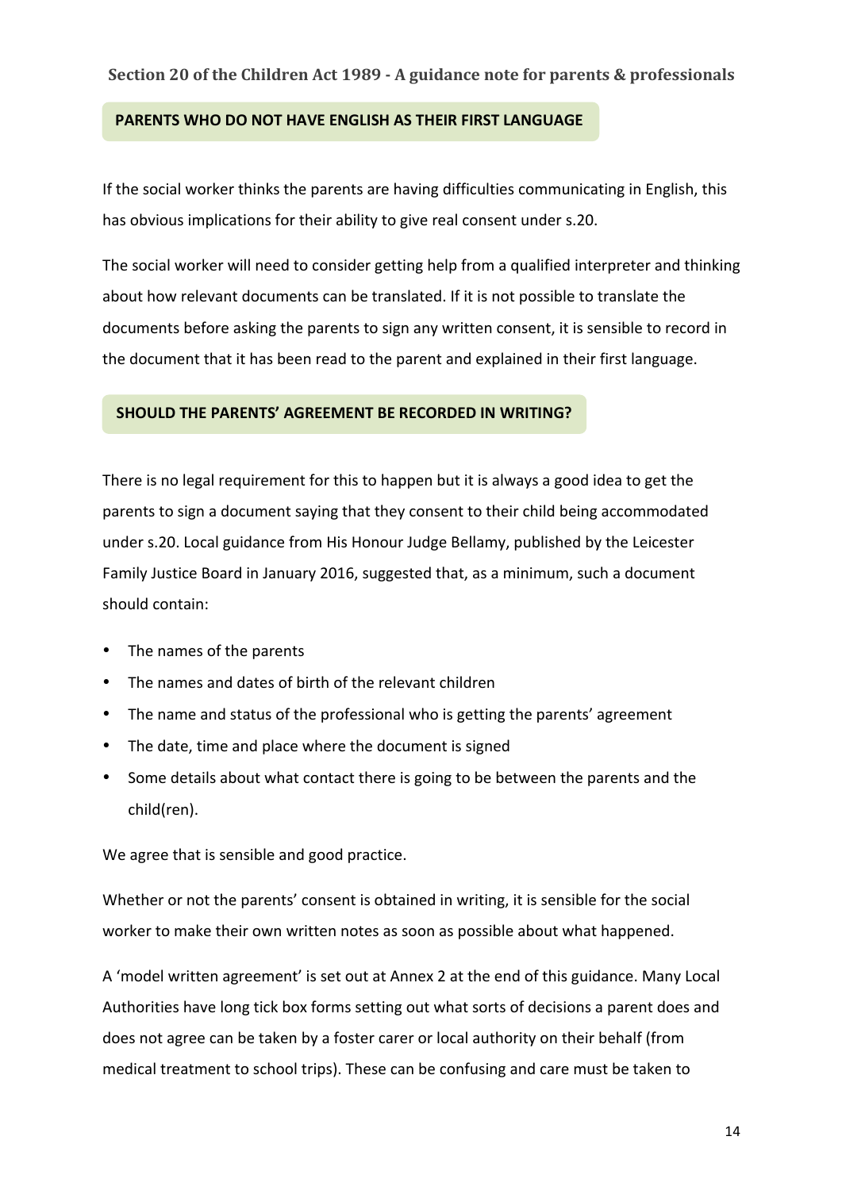## PARENTS WHO DO NOT HAVE ENGLISH AS THEIR FIRST LANGUAGE

If the social worker thinks the parents are having difficulties communicating in English, this has obvious implications for their ability to give real consent under s.20.

The social worker will need to consider getting help from a qualified interpreter and thinking about how relevant documents can be translated. If it is not possible to translate the documents before asking the parents to sign any written consent, it is sensible to record in the document that it has been read to the parent and explained in their first language.

## SHOULD THE PARENTS' AGREEMENT BE RECORDED IN WRITING?

There is no legal requirement for this to happen but it is always a good idea to get the parents to sign a document saying that they consent to their child being accommodated under s.20. Local guidance from His Honour Judge Bellamy, published by the Leicester Family Justice Board in January 2016, suggested that, as a minimum, such a document should contain:

- The names of the parents
- The names and dates of birth of the relevant children
- The name and status of the professional who is getting the parents' agreement
- The date, time and place where the document is signed
- Some details about what contact there is going to be between the parents and the child(ren).

We agree that is sensible and good practice.

Whether or not the parents' consent is obtained in writing, it is sensible for the social worker to make their own written notes as soon as possible about what happened.

A 'model written agreement' is set out at Annex 2 at the end of this guidance. Many Local Authorities have long tick box forms setting out what sorts of decisions a parent does and does not agree can be taken by a foster carer or local authority on their behalf (from medical treatment to school trips). These can be confusing and care must be taken to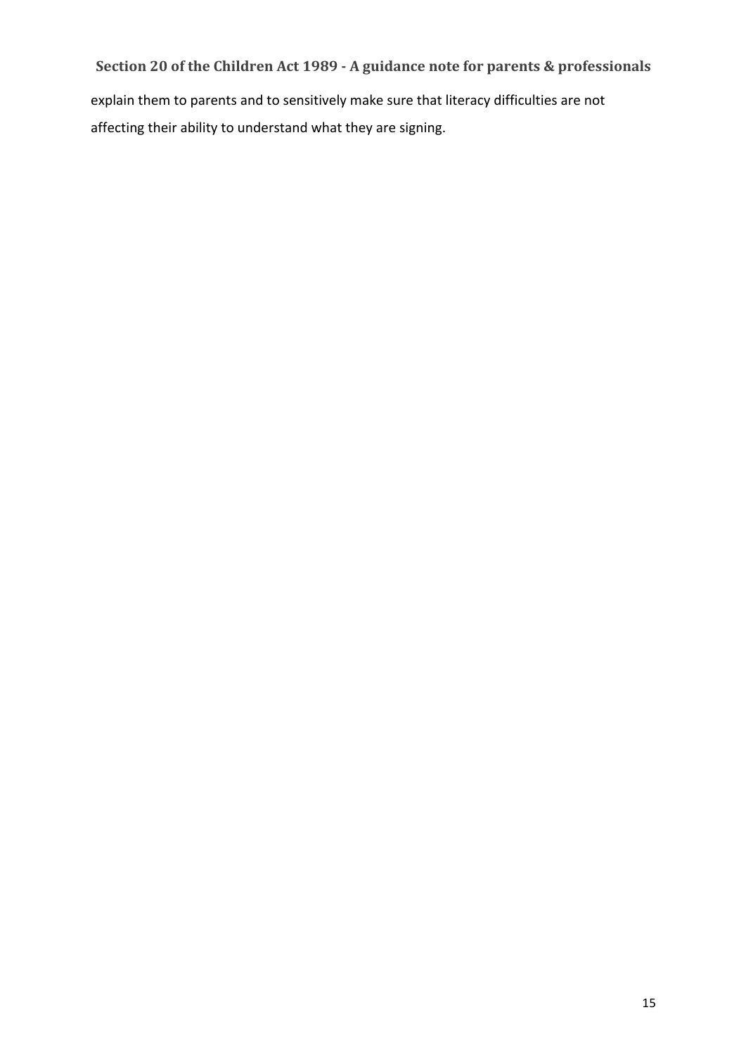explain them to parents and to sensitively make sure that literacy difficulties are not affecting their ability to understand what they are signing.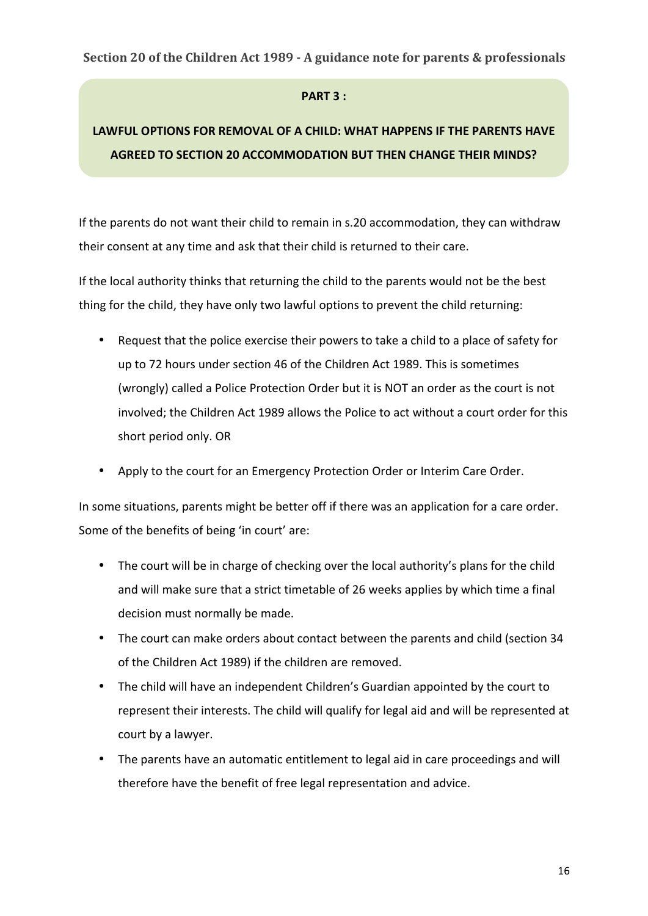**PART 3 :**

## LAWFUL OPTIONS FOR REMOVAL OF A CHILD: WHAT HAPPENS IF THE PARENTS HAVE AGREED TO SECTION 20 ACCOMMODATION BUT THEN CHANGE THEIR MINDS?

If the parents do not want their child to remain in s.20 accommodation, they can withdraw their consent at any time and ask that their child is returned to their care.

If the local authority thinks that returning the child to the parents would not be the best thing for the child, they have only two lawful options to prevent the child returning:

- Request that the police exercise their powers to take a child to a place of safety for up to 72 hours under section 46 of the Children Act 1989. This is sometimes (wrongly) called a Police Protection Order but it is NOT an order as the court is not involved; the Children Act 1989 allows the Police to act without a court order for this short period only. OR
- Apply to the court for an Emergency Protection Order or Interim Care Order.

In some situations, parents might be better off if there was an application for a care order. Some of the benefits of being 'in court' are:

- The court will be in charge of checking over the local authority's plans for the child and will make sure that a strict timetable of 26 weeks applies by which time a final decision must normally be made.
- The court can make orders about contact between the parents and child (section 34 of the Children Act 1989) if the children are removed.
- The child will have an independent Children's Guardian appointed by the court to represent their interests. The child will qualify for legal aid and will be represented at court by a lawyer.
- The parents have an automatic entitlement to legal aid in care proceedings and will therefore have the benefit of free legal representation and advice.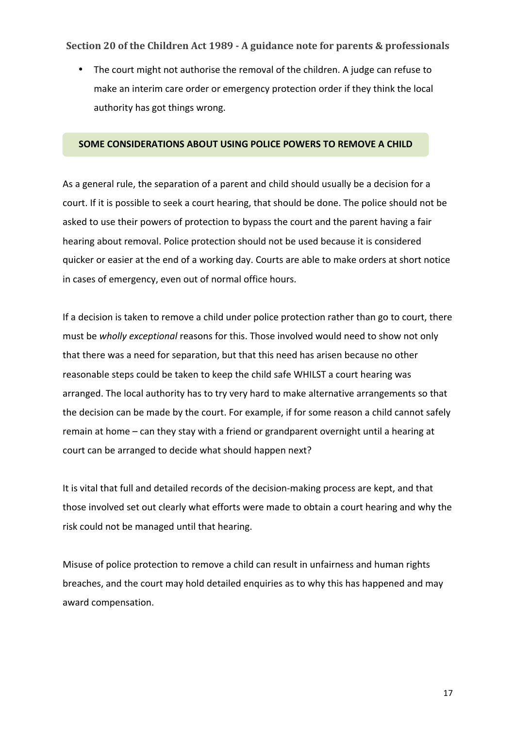- The court might not authorise the removal of the children. A judge can refuse to make an interim care order or emergency protection order if they think the local authority has got things wrong.

## SOME CONSIDERATIONS ABOUT USING POLICE POWERS TO REMOVE A CHILD

As a general rule, the separation of a parent and child should usually be a decision for a court. If it is possible to seek a court hearing, that should be done. The police should not be asked to use their powers of protection to bypass the court and the parent having a fair hearing about removal. Police protection should not be used because it is considered quicker or easier at the end of a working day. Courts are able to make orders at short notice in cases of emergency, even out of normal office hours.

If a decision is taken to remove a child under police protection rather than go to court, there must be *wholly exceptional* reasons for this. Those involved would need to show not only that there was a need for separation, but that this need has arisen because no other reasonable steps could be taken to keep the child safe WHILST a court hearing was arranged. The local authority has to try very hard to make alternative arrangements so that the decision can be made by the court. For example, if for some reason a child cannot safely remain at home – can they stay with a friend or grandparent overnight until a hearing at court can be arranged to decide what should happen next?

It is vital that full and detailed records of the decision-making process are kept, and that those involved set out clearly what efforts were made to obtain a court hearing and why the risk could not be managed until that hearing.

Misuse of police protection to remove a child can result in unfairness and human rights breaches, and the court may hold detailed enquiries as to why this has happened and may award compensation.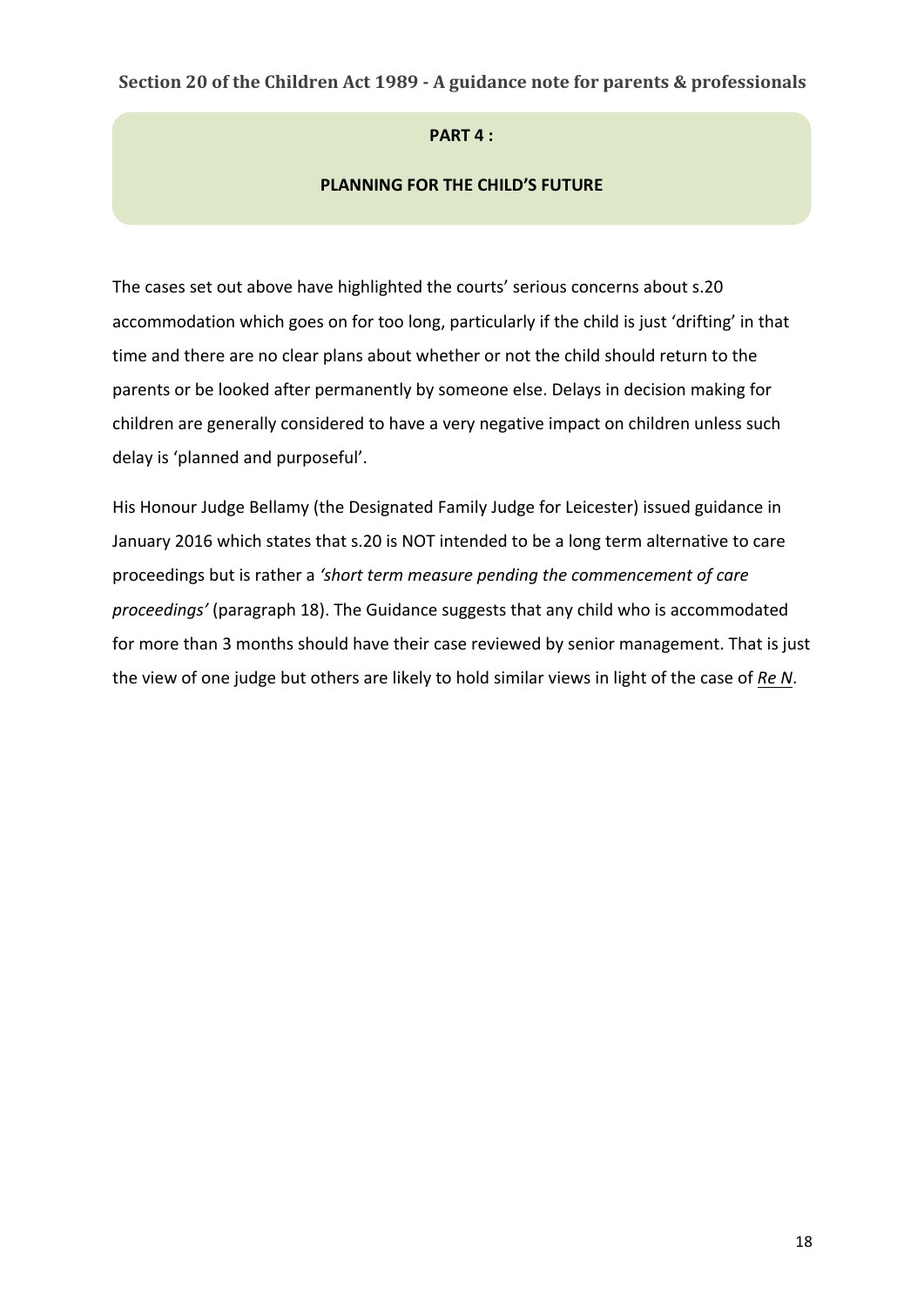## PART 4 :

## PLANNING FOR THE CHILD'S FUTURE

The cases set out above have highlighted the courts' serious concerns about s.20 accommodation which goes on for too long, particularly if the child is just 'drifting' in that time and there are no clear plans about whether or not the child should return to the parents or be looked after permanently by someone else. Delays in decision making for children are generally considered to have a very negative impact on children unless such delay is 'planned and purposeful'.

His Honour Judge Bellamy (the Designated Family Judge for Leicester) issued guidance in January 2016 which states that s.20 is NOT intended to be a long term alternative to care proceedings but is rather a *'short term measure pending the commencement of care proceedings'* (paragraph 18). The Guidance suggests that any child who is accommodated for more than 3 months should have their case reviewed by senior management. That is just the view of one judge but others are likely to hold similar views in light of the case of ***Re N***.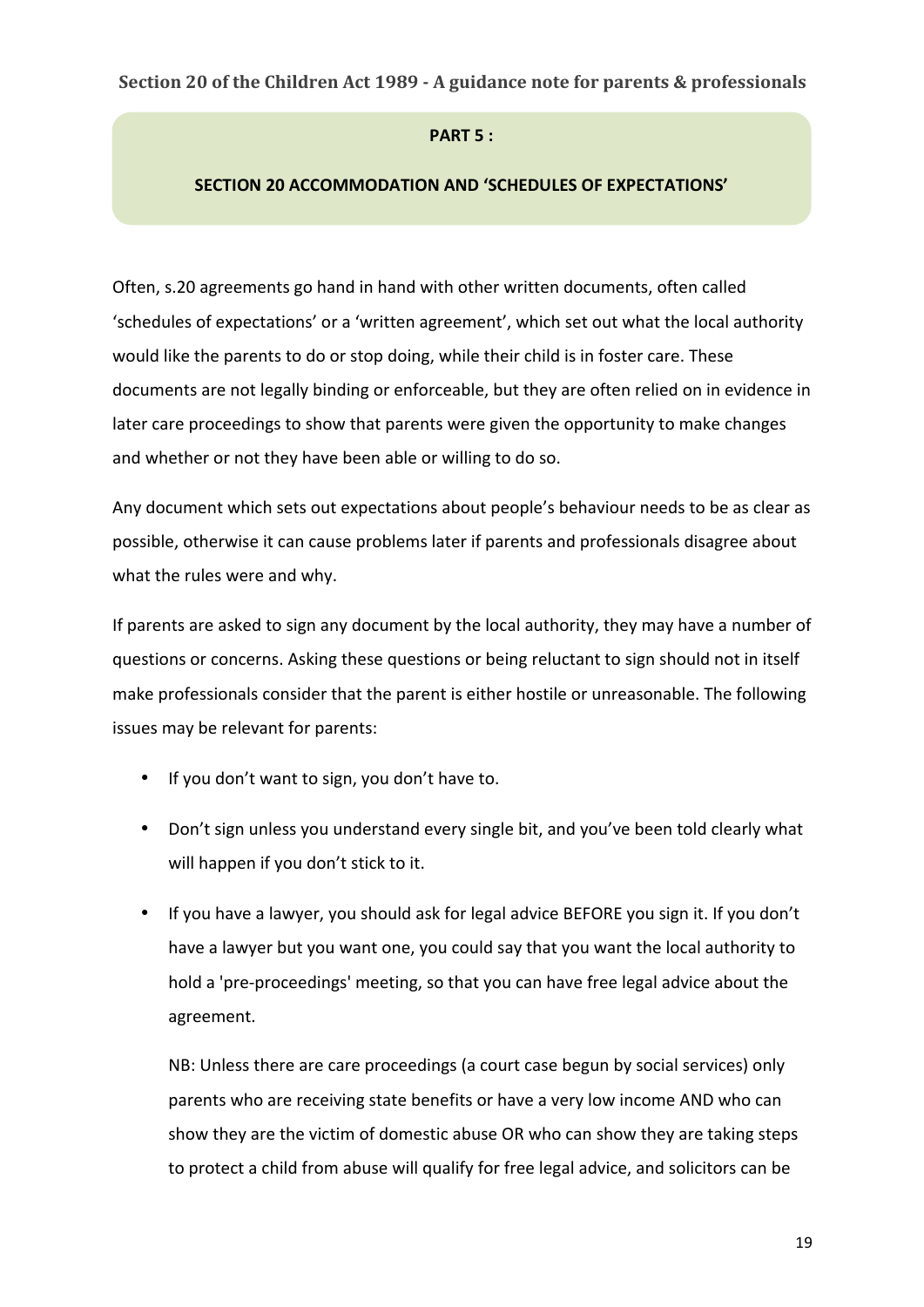## PART 5 :

## SECTION 20 ACCOMMODATION AND 'SCHEDULES OF EXPECTATIONS'

Often, s.20 agreements go hand in hand with other written documents, often called 'schedules of expectations' or a 'written agreement', which set out what the local authority would like the parents to do or stop doing, while their child is in foster care. These documents are not legally binding or enforceable, but they are often relied on in evidence in later care proceedings to show that parents were given the opportunity to make changes and whether or not they have been able or willing to do so.

Any document which sets out expectations about people's behaviour needs to be as clear as possible, otherwise it can cause problems later if parents and professionals disagree about what the rules were and why.

If parents are asked to sign any document by the local authority, they may have a number of questions or concerns. Asking these questions or being reluctant to sign should not in itself make professionals consider that the parent is either hostile or unreasonable. The following issues may be relevant for parents:

- If you don't want to sign, you don't have to.
- Don't sign unless you understand every single bit, and you've been told clearly what will happen if you don't stick to it.
- If you have a lawyer, you should ask for legal advice BEFORE you sign it. If you don't have a lawyer but you want one, you could say that you want the local authority to hold a 'pre-proceedings' meeting, so that you can have free legal advice about the agreement.

  NB: Unless there are care proceedings (a court case begun by social services) only parents who are receiving state benefits or have a very low income AND who can show they are the victim of domestic abuse OR who can show they are taking steps to protect a child from abuse will qualify for free legal advice, and solicitors can be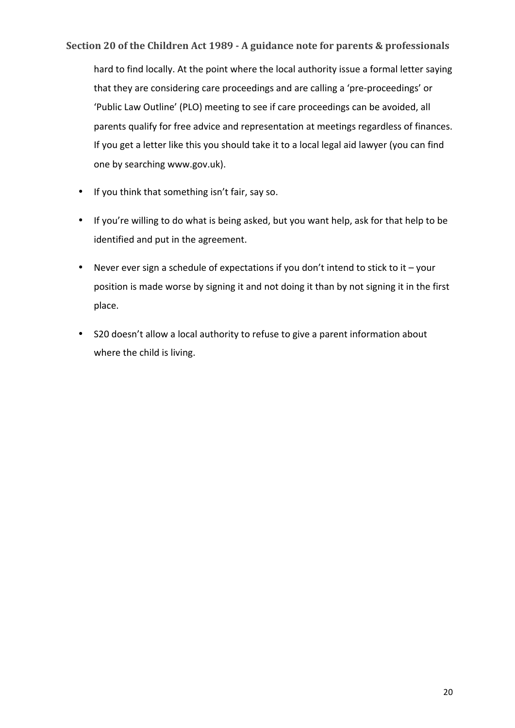hard to find locally. At the point where the local authority issue a formal letter saying that they are considering care proceedings and are calling a 'pre-proceedings' or 'Public Law Outline' (PLO) meeting to see if care proceedings can be avoided, all parents qualify for free advice and representation at meetings regardless of finances. If you get a letter like this you should take it to a local legal aid lawyer (you can find one by searching www.gov.uk).

- If you think that something isn't fair, say so.
- If you're willing to do what is being asked, but you want help, ask for that help to be identified and put in the agreement.
- Never ever sign a schedule of expectations if you don't intend to stick to it – your position is made worse by signing it and not doing it than by not signing it in the first place.
- S20 doesn't allow a local authority to refuse to give a parent information about where the child is living.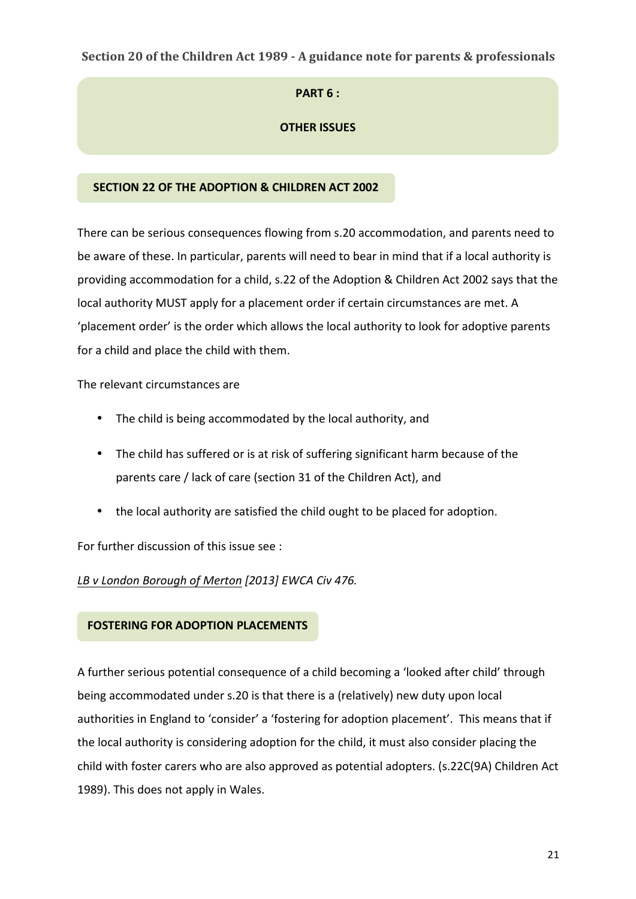## PART 6 :

## OTHER ISSUES

### SECTION 22 OF THE ADOPTION & CHILDREN ACT 2002

There can be serious consequences flowing from s.20 accommodation, and parents need to be aware of these. In particular, parents will need to bear in mind that if a local authority is providing accommodation for a child, s.22 of the Adoption & Children Act 2002 says that the local authority MUST apply for a placement order if certain circumstances are met. A 'placement order' is the order which allows the local authority to look for adoptive parents for a child and place the child with them.

The relevant circumstances are

- The child is being accommodated by the local authority, and
- The child has suffered or is at risk of suffering significant harm because of the parents care / lack of care (section 31 of the Children Act), and
- the local authority are satisfied the child ought to be placed for adoption.

For further discussion of this issue see :

*LB v London Borough of Merton [2013] EWCA Civ 476.*

### FOSTERING FOR ADOPTION PLACEMENTS

A further serious potential consequence of a child becoming a 'looked after child' through being accommodated under s.20 is that there is a (relatively) new duty upon local authorities in England to 'consider' a 'fostering for adoption placement'. This means that if the local authority is considering adoption for the child, it must also consider placing the child with foster carers who are also approved as potential adopters. (s.22C(9A) Children Act 1989). This does not apply in Wales.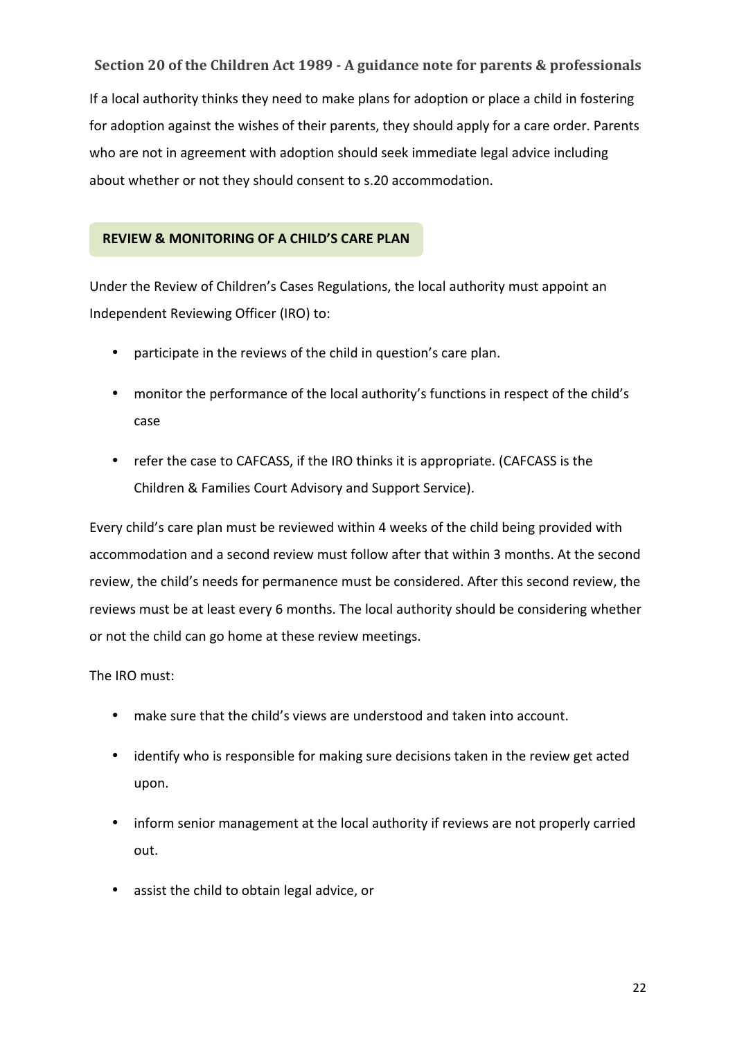If a local authority thinks they need to make plans for adoption or place a child in fostering for adoption against the wishes of their parents, they should apply for a care order. Parents who are not in agreement with adoption should seek immediate legal advice including about whether or not they should consent to s.20 accommodation.

## REVIEW & MONITORING OF A CHILD'S CARE PLAN

Under the Review of Children's Cases Regulations, the local authority must appoint an Independent Reviewing Officer (IRO) to:

- participate in the reviews of the child in question's care plan.
- monitor the performance of the local authority's functions in respect of the child's case
- refer the case to CAFCASS, if the IRO thinks it is appropriate. (CAFCASS is the Children & Families Court Advisory and Support Service).

Every child's care plan must be reviewed within 4 weeks of the child being provided with accommodation and a second review must follow after that within 3 months. At the second review, the child's needs for permanence must be considered. After this second review, the reviews must be at least every 6 months. The local authority should be considering whether or not the child can go home at these review meetings.

The IRO must:

- make sure that the child's views are understood and taken into account.
- identify who is responsible for making sure decisions taken in the review get acted upon.
- inform senior management at the local authority if reviews are not properly carried out.
- assist the child to obtain legal advice, or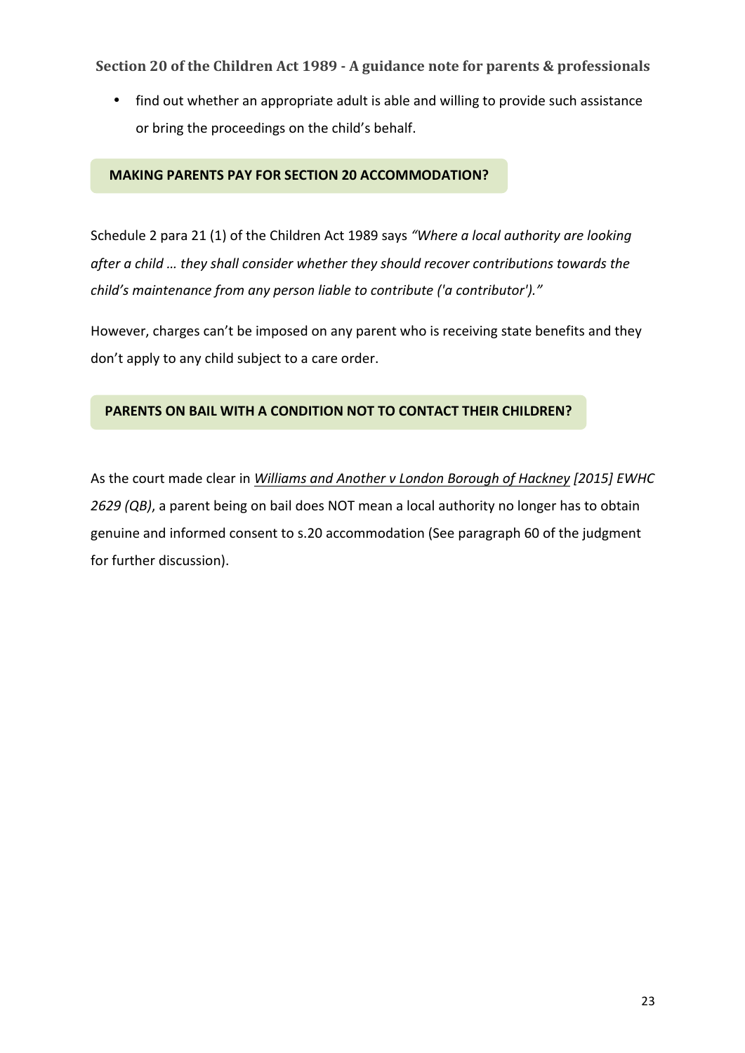- find out whether an appropriate adult is able and willing to provide such assistance or bring the proceedings on the child's behalf.

## MAKING PARENTS PAY FOR SECTION 20 ACCOMMODATION?

Schedule 2 para 21 (1) of the Children Act 1989 says *"Where a local authority are looking after a child … they shall consider whether they should recover contributions towards the child's maintenance from any person liable to contribute ('a contributor')."*

However, charges can't be imposed on any parent who is receiving state benefits and they don't apply to any child subject to a care order.

## PARENTS ON BAIL WITH A CONDITION NOT TO CONTACT THEIR CHILDREN?

As the court made clear in *Williams and Another v London Borough of Hackney [2015] EWHC 2629 (QB)*, a parent being on bail does NOT mean a local authority no longer has to obtain genuine and informed consent to s.20 accommodation (See paragraph 60 of the judgment for further discussion).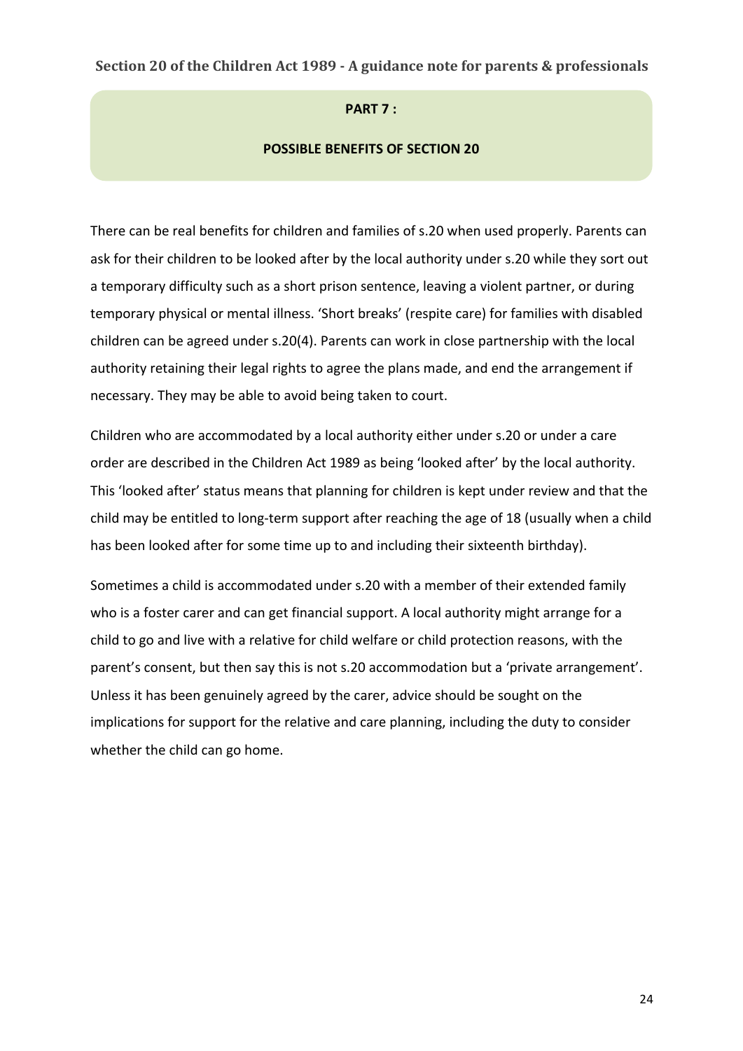## PART 7 :

## POSSIBLE BENEFITS OF SECTION 20

There can be real benefits for children and families of s.20 when used properly. Parents can ask for their children to be looked after by the local authority under s.20 while they sort out a temporary difficulty such as a short prison sentence, leaving a violent partner, or during temporary physical or mental illness. 'Short breaks' (respite care) for families with disabled children can be agreed under s.20(4). Parents can work in close partnership with the local authority retaining their legal rights to agree the plans made, and end the arrangement if necessary. They may be able to avoid being taken to court.

Children who are accommodated by a local authority either under s.20 or under a care order are described in the Children Act 1989 as being 'looked after' by the local authority. This 'looked after' status means that planning for children is kept under review and that the child may be entitled to long-term support after reaching the age of 18 (usually when a child has been looked after for some time up to and including their sixteenth birthday).

Sometimes a child is accommodated under s.20 with a member of their extended family who is a foster carer and can get financial support. A local authority might arrange for a child to go and live with a relative for child welfare or child protection reasons, with the parent's consent, but then say this is not s.20 accommodation but a 'private arrangement'. Unless it has been genuinely agreed by the carer, advice should be sought on the implications for support for the relative and care planning, including the duty to consider whether the child can go home.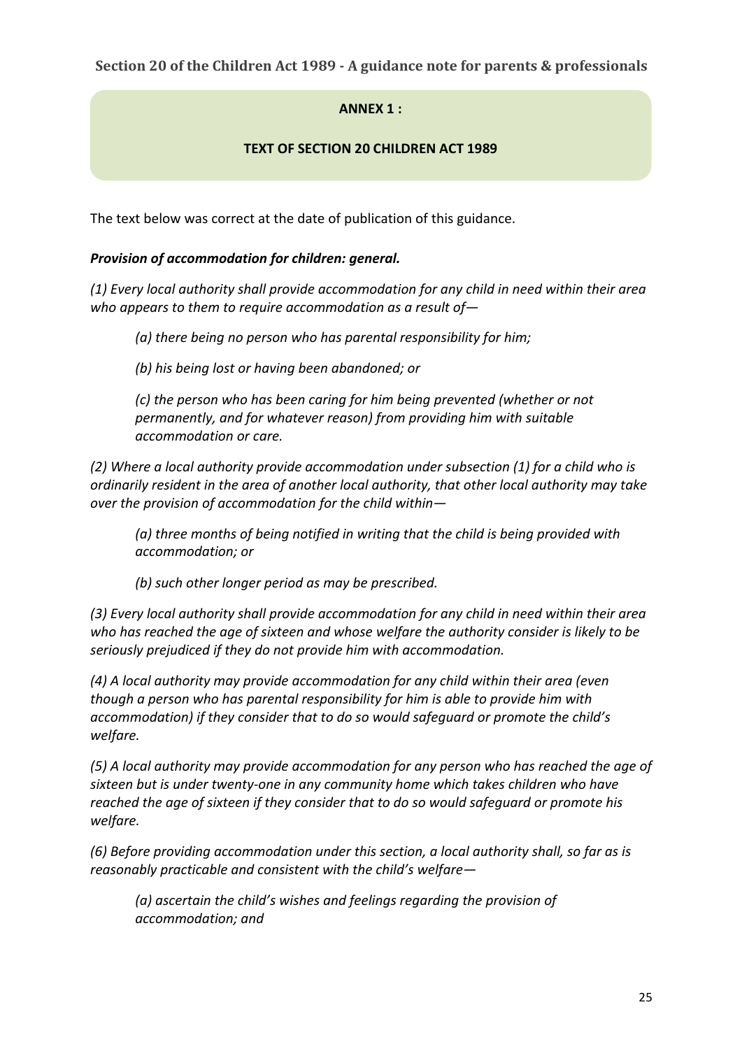## ANNEX 1 :

### TEXT OF SECTION 20 CHILDREN ACT 1989

The text below was correct at the date of publication of this guidance.

***Provision of accommodation for children: general.***

*(1) Every local authority shall provide accommodation for any child in need within their area who appears to them to require accommodation as a result of—*

> *(a) there being no person who has parental responsibility for him;*
>
> *(b) his being lost or having been abandoned; or*
>
> *(c) the person who has been caring for him being prevented (whether or not permanently, and for whatever reason) from providing him with suitable accommodation or care.*

*(2) Where a local authority provide accommodation under subsection (1) for a child who is ordinarily resident in the area of another local authority, that other local authority may take over the provision of accommodation for the child within—*

> *(a) three months of being notified in writing that the child is being provided with accommodation; or*
>
> *(b) such other longer period as may be prescribed.*

*(3) Every local authority shall provide accommodation for any child in need within their area who has reached the age of sixteen and whose welfare the authority consider is likely to be seriously prejudiced if they do not provide him with accommodation.*

*(4) A local authority may provide accommodation for any child within their area (even though a person who has parental responsibility for him is able to provide him with accommodation) if they consider that to do so would safeguard or promote the child's welfare.*

*(5) A local authority may provide accommodation for any person who has reached the age of sixteen but is under twenty-one in any community home which takes children who have reached the age of sixteen if they consider that to do so would safeguard or promote his welfare.*

*(6) Before providing accommodation under this section, a local authority shall, so far as is reasonably practicable and consistent with the child's welfare—*

> *(a) ascertain the child's wishes and feelings regarding the provision of accommodation; and*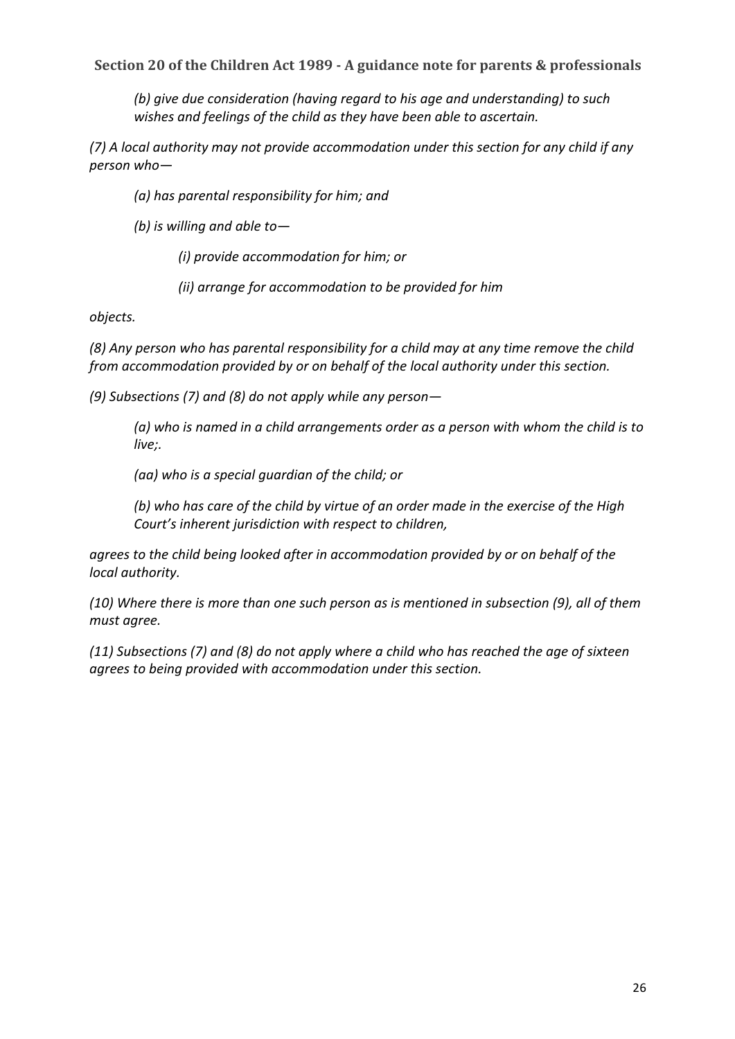*(b) give due consideration (having regard to his age and understanding) to such wishes and feelings of the child as they have been able to ascertain.*

*(7) A local authority may not provide accommodation under this section for any child if any person who—*

*(a) has parental responsibility for him; and*

*(b) is willing and able to—*

*(i) provide accommodation for him; or*

*(ii) arrange for accommodation to be provided for him*

*objects.*

*(8) Any person who has parental responsibility for a child may at any time remove the child from accommodation provided by or on behalf of the local authority under this section.*

*(9) Subsections (7) and (8) do not apply while any person—*

*(a) who is named in a child arrangements order as a person with whom the child is to live;.*

*(aa) who is a special guardian of the child; or*

*(b) who has care of the child by virtue of an order made in the exercise of the High Court's inherent jurisdiction with respect to children,*

*agrees to the child being looked after in accommodation provided by or on behalf of the local authority.*

*(10) Where there is more than one such person as is mentioned in subsection (9), all of them must agree.*

*(11) Subsections (7) and (8) do not apply where a child who has reached the age of sixteen agrees to being provided with accommodation under this section.*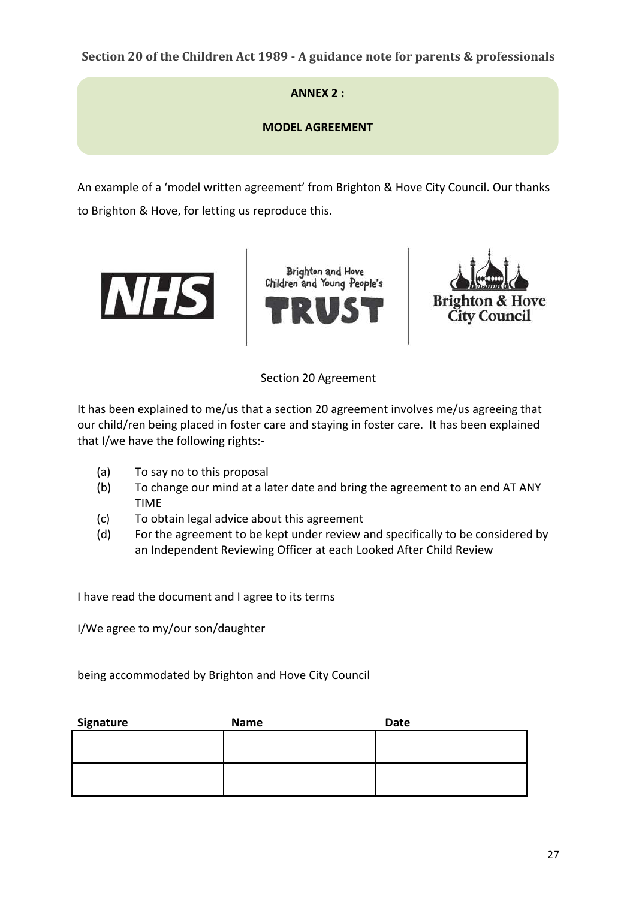## ANNEX 2 :

## MODEL AGREEMENT

An example of a 'model written agreement' from Brighton & Hove City Council. Our thanks to Brighton & Hove, for letting us reproduce this.

NHS | Brighton and Hove Children and Young People's TRUST | Brighton & Hove City Council

Section 20 Agreement

It has been explained to me/us that a section 20 agreement involves me/us agreeing that our child/ren being placed in foster care and staying in foster care. It has been explained that I/we have the following rights:-

(a) To say no to this proposal
(b) To change our mind at a later date and bring the agreement to an end AT ANY TIME
(c) To obtain legal advice about this agreement
(d) For the agreement to be kept under review and specifically to be considered by an Independent Reviewing Officer at each Looked After Child Review

I have read the document and I agree to its terms

I/We agree to my/our son/daughter

being accommodated by Brighton and Hove City Council

| **Signature** | **Name** | **Date** |
|---|---|---|
| | | |
| | | |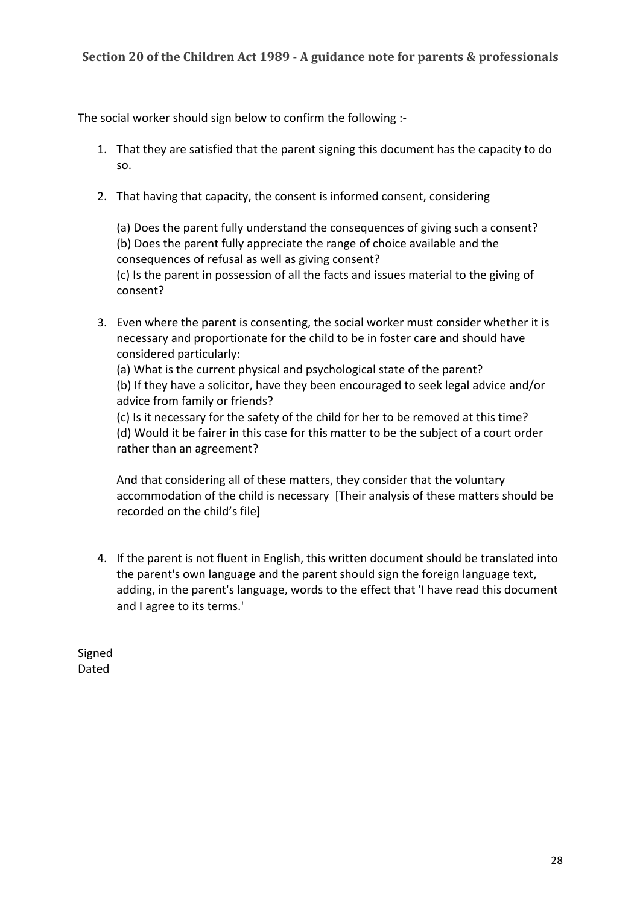The social worker should sign below to confirm the following :-

1. That they are satisfied that the parent signing this document has the capacity to do so.

2. That having that capacity, the consent is informed consent, considering

   (a) Does the parent fully understand the consequences of giving such a consent?
   (b) Does the parent fully appreciate the range of choice available and the consequences of refusal as well as giving consent?
   (c) Is the parent in possession of all the facts and issues material to the giving of consent?

3. Even where the parent is consenting, the social worker must consider whether it is necessary and proportionate for the child to be in foster care and should have considered particularly:
   (a) What is the current physical and psychological state of the parent?
   (b) If they have a solicitor, have they been encouraged to seek legal advice and/or advice from family or friends?
   (c) Is it necessary for the safety of the child for her to be removed at this time?
   (d) Would it be fairer in this case for this matter to be the subject of a court order rather than an agreement?

   And that considering all of these matters, they consider that the voluntary accommodation of the child is necessary [Their analysis of these matters should be recorded on the child's file]

4. If the parent is not fluent in English, this written document should be translated into the parent's own language and the parent should sign the foreign language text, adding, in the parent's language, words to the effect that 'I have read this document and I agree to its terms.'

Signed
Dated